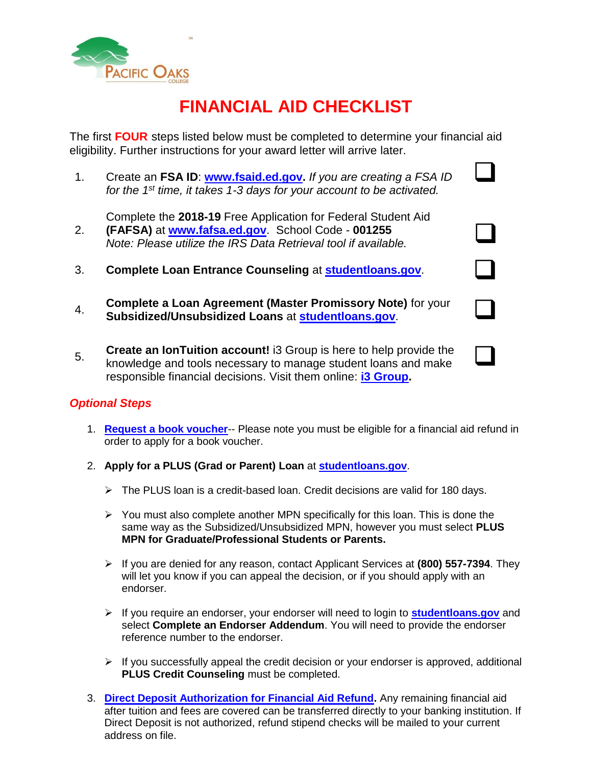# FINANCIAL AID CHECKLIST

The first **FOUR** steps listed below must be completed to determine your financial aid eligibility. Further instructions for your award letter will arrive later.

1. Create an **FSA ID**: **www.fsaid.ed.gov**. *If you are creating a FSA ID for the 1st time, it takes 1-3 days for your account to be activated.* ☐

2. Complete the **2018-19** Free Application for Federal Student Aid **(FAFSA)** at **www.fafsa.ed.gov**. School Code - **001255**
   *Note: Please utilize the IRS Data Retrieval tool if available.* ☐

3. **Complete Loan Entrance Counseling** at **studentloans.gov**. ☐

4. **Complete a Loan Agreement (Master Promissory Note)** for your **Subsidized/Unsubsidized Loans** at **studentloans.gov**. ☐

5. **Create an IonTuition account!** i3 Group is here to help provide the knowledge and tools necessary to manage student loans and make responsible financial decisions. Visit them online: **i3 Group.** ☐

## *Optional Steps*

1. **Request a book voucher**-- Please note you must be eligible for a financial aid refund in order to apply for a book voucher.

2. **Apply for a PLUS (Grad or Parent) Loan** at **studentloans.gov**.

   - The PLUS loan is a credit-based loan. Credit decisions are valid for 180 days.
   - You must also complete another MPN specifically for this loan. This is done the same way as the Subsidized/Unsubsidized MPN, however you must select **PLUS MPN for Graduate/Professional Students or Parents.**
   - If you are denied for any reason, contact Applicant Services at **(800) 557-7394**. They will let you know if you can appeal the decision, or if you should apply with an endorser.
   - If you require an endorser, your endorser will need to login to **studentloans.gov** and select **Complete an Endorser Addendum**. You will need to provide the endorser reference number to the endorser.
   - If you successfully appeal the credit decision or your endorser is approved, additional **PLUS Credit Counseling** must be completed.

3. **Direct Deposit Authorization for Financial Aid Refund.** Any remaining financial aid after tuition and fees are covered can be transferred directly to your banking institution. If Direct Deposit is not authorized, refund stipend checks will be mailed to your current address on file.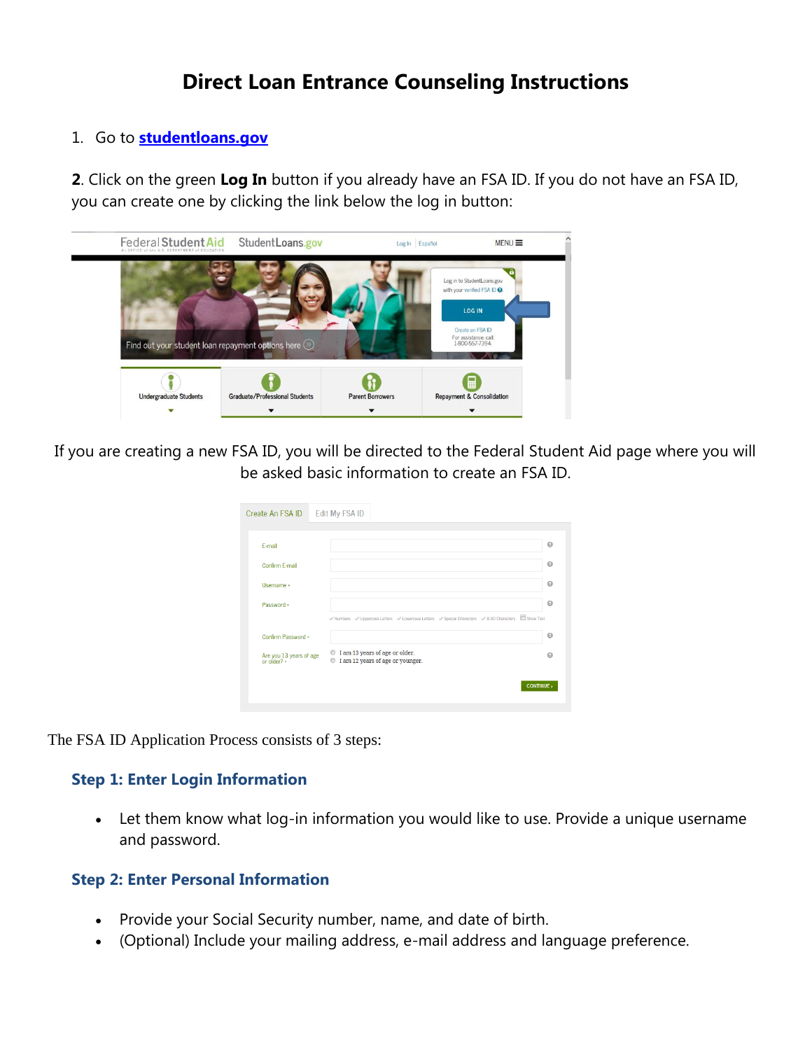# Direct Loan Entrance Counseling Instructions

1. Go to **[studentloans.gov](studentloans.gov)**

**2**. Click on the green **Log In** button if you already have an FSA ID. If you do not have an FSA ID, you can create one by clicking the link below the log in button:

If you are creating a new FSA ID, you will be directed to the Federal Student Aid page where you will be asked basic information to create an FSA ID.

The FSA ID Application Process consists of 3 steps:

### Step 1: Enter Login Information

- Let them know what log-in information you would like to use. Provide a unique username and password.

### Step 2: Enter Personal Information

- Provide your Social Security number, name, and date of birth.
- (Optional) Include your mailing address, e-mail address and language preference.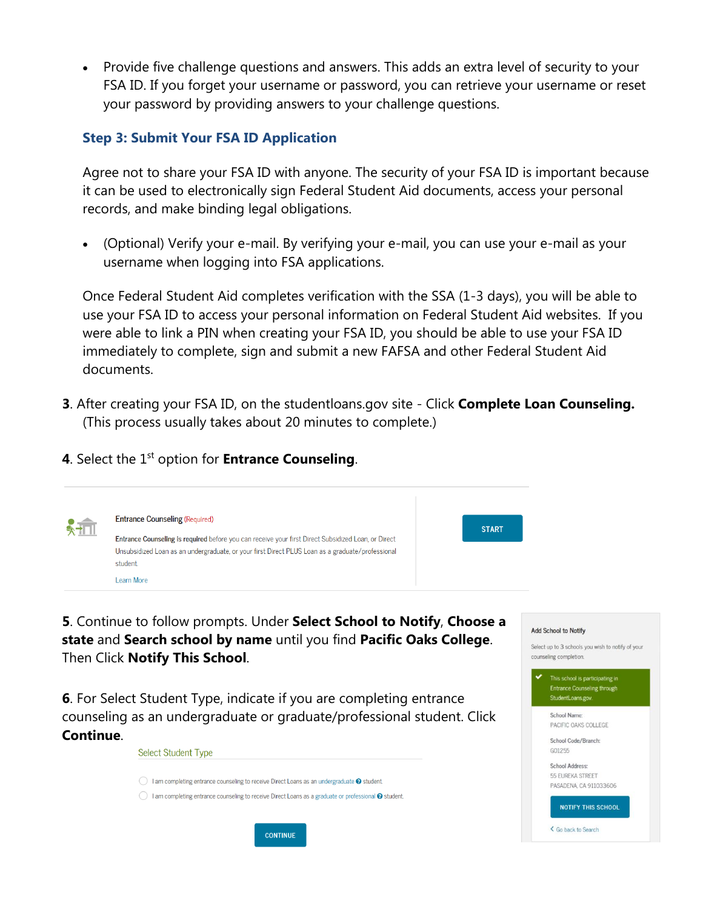- Provide five challenge questions and answers. This adds an extra level of security to your FSA ID. If you forget your username or password, you can retrieve your username or reset your password by providing answers to your challenge questions.

### Step 3: Submit Your FSA ID Application

Agree not to share your FSA ID with anyone. The security of your FSA ID is important because it can be used to electronically sign Federal Student Aid documents, access your personal records, and make binding legal obligations.

- (Optional) Verify your e-mail. By verifying your e-mail, you can use your e-mail as your username when logging into FSA applications.

Once Federal Student Aid completes verification with the SSA (1-3 days), you will be able to use your FSA ID to access your personal information on Federal Student Aid websites. If you were able to link a PIN when creating your FSA ID, you should be able to use your FSA ID immediately to complete, sign and submit a new FAFSA and other Federal Student Aid documents.

**3**. After creating your FSA ID, on the studentloans.gov site - Click **Complete Loan Counseling.** (This process usually takes about 20 minutes to complete.)

**4**. Select the 1st option for **Entrance Counseling**.

Entrance Counseling (Required)

Entrance Counseling is required before you can receive your first Direct Subsidized Loan, or Direct Unsubsidized Loan as an undergraduate, or your first Direct PLUS Loan as a graduate/professional student.

Learn More

START

**5**. Continue to follow prompts. Under **Select School to Notify**, **Choose a state** and **Search school by name** until you find **Pacific Oaks College**. Then Click **Notify This School**.

Add School to Notify

Select up to 3 schools you wish to notify of your counseling completion.

This school is participating in Entrance Counseling through StudentLoans.gov

School Name: PACIFIC OAKS COLLEGE

School Code/Branch: G01255

School Address: 55 EUREKA STREET PASADENA, CA 911033606

NOTIFY THIS SCHOOL

< Go back to Search

**6**. For Select Student Type, indicate if you are completing entrance counseling as an undergraduate or graduate/professional student. Click **Continue**.

Select Student Type

- I am completing entrance counseling to receive Direct Loans as an undergraduate student.
- I am completing entrance counseling to receive Direct Loans as a graduate or professional student.

CONTINUE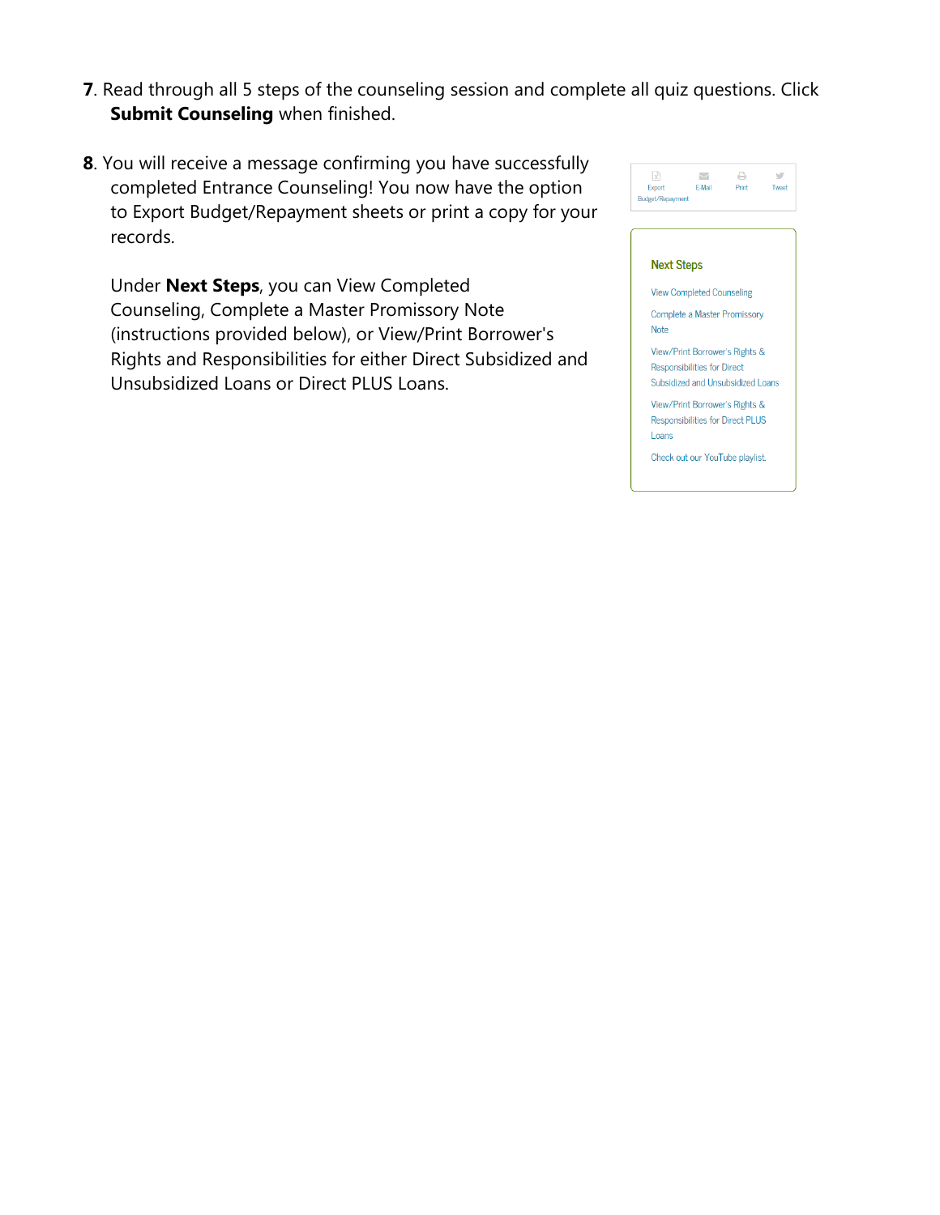7. Read through all 5 steps of the counseling session and complete all quiz questions. Click **Submit Counseling** when finished.

8. You will receive a message confirming you have successfully completed Entrance Counseling! You now have the option to Export Budget/Repayment sheets or print a copy for your records.

   Under **Next Steps**, you can View Completed Counseling, Complete a Master Promissory Note (instructions provided below), or View/Print Borrower's Rights and Responsibilities for either Direct Subsidized and Unsubsidized Loans or Direct PLUS Loans.

Export Budget/Repayment | E-Mail | Print | Tweet

**Next Steps**

- View Completed Counseling
- Complete a Master Promissory Note
- View/Print Borrower's Rights & Responsibilities for Direct Subsidized and Unsubsidized Loans
- View/Print Borrower's Rights & Responsibilities for Direct PLUS Loans
- Check out our YouTube playlist.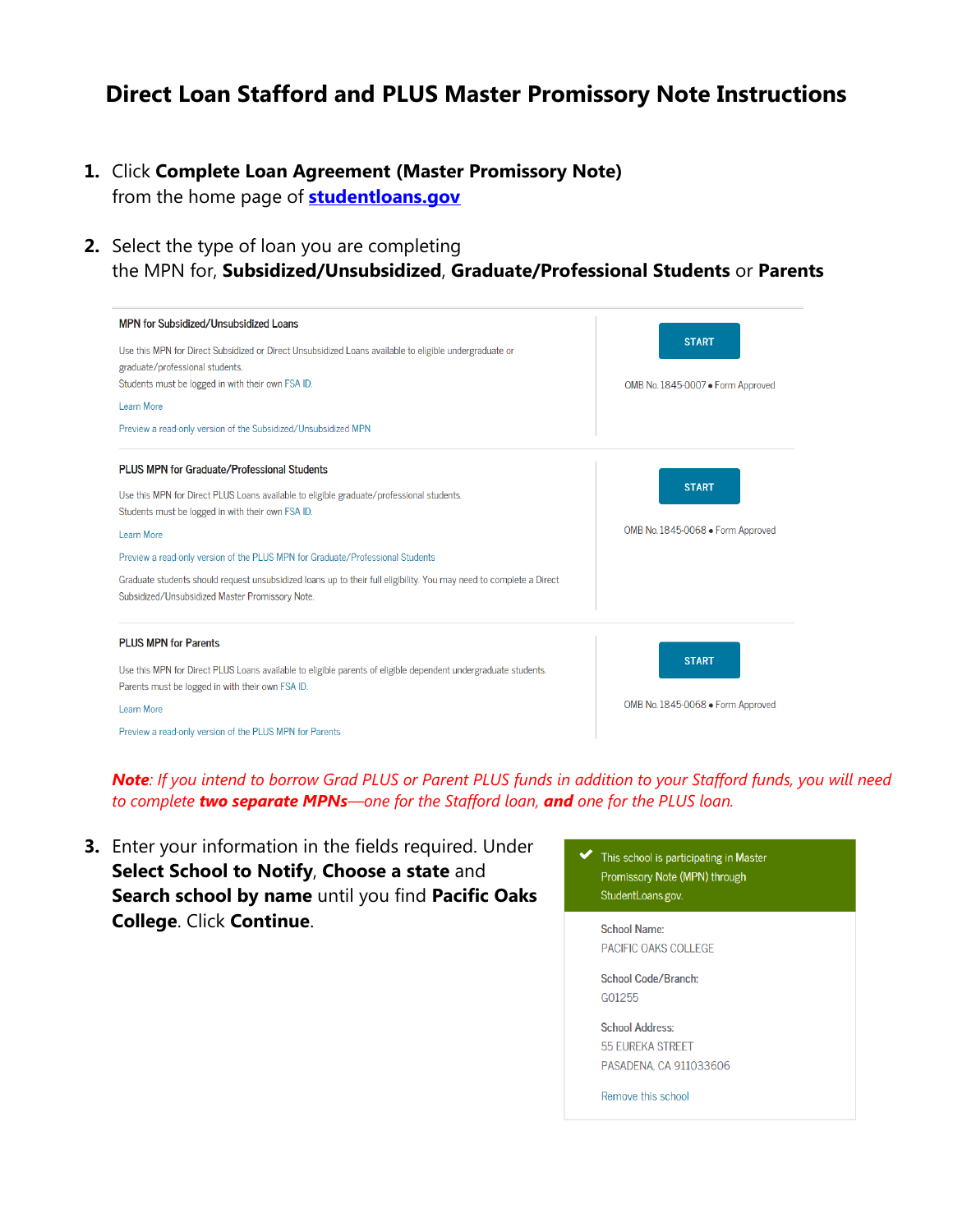# Direct Loan Stafford and PLUS Master Promissory Note Instructions

1. Click **Complete Loan Agreement (Master Promissory Note)** from the home page of **studentloans.gov**

2. Select the type of loan you are completing the MPN for, **Subsidized/Unsubsidized**, **Graduate/Professional Students** or **Parents**

**MPN for Subsidized/Unsubsidized Loans**

Use this MPN for Direct Subsidized or Direct Unsubsidized Loans available to eligible undergraduate or graduate/professional students.
Students must be logged in with their own FSA ID.

Learn More

Preview a read-only version of the Subsidized/Unsubsidized MPN

START

OMB No. 1845-0007 • Form Approved

**PLUS MPN for Graduate/Professional Students**

Use this MPN for Direct PLUS Loans available to eligible graduate/professional students.
Students must be logged in with their own FSA ID.

Learn More

Preview a read-only version of the PLUS MPN for Graduate/Professional Students

Graduate students should request unsubsidized loans up to their full eligibility. You may need to complete a Direct Subsidized/Unsubsidized Master Promissory Note.

START

OMB No. 1845-0068 • Form Approved

**PLUS MPN for Parents**

Use this MPN for Direct PLUS Loans available to eligible parents of eligible dependent undergraduate students.
Parents must be logged in with their own FSA ID.

Learn More

Preview a read-only version of the PLUS MPN for Parents

START

OMB No. 1845-0068 • Form Approved

***Note**: If you intend to borrow Grad PLUS or Parent PLUS funds in addition to your Stafford funds, you will need to complete **two separate MPNs**—one for the Stafford loan, **and** one for the PLUS loan.*

3. Enter your information in the fields required. Under **Select School to Notify**, **Choose a state** and **Search school by name** until you find **Pacific Oaks College**. Click **Continue**.

✔ This school is participating in Master Promissory Note (MPN) through StudentLoans.gov.

School Name:
PACIFIC OAKS COLLEGE

School Code/Branch:
G01255

School Address:
55 EUREKA STREET
PASADENA, CA 911033606

Remove this school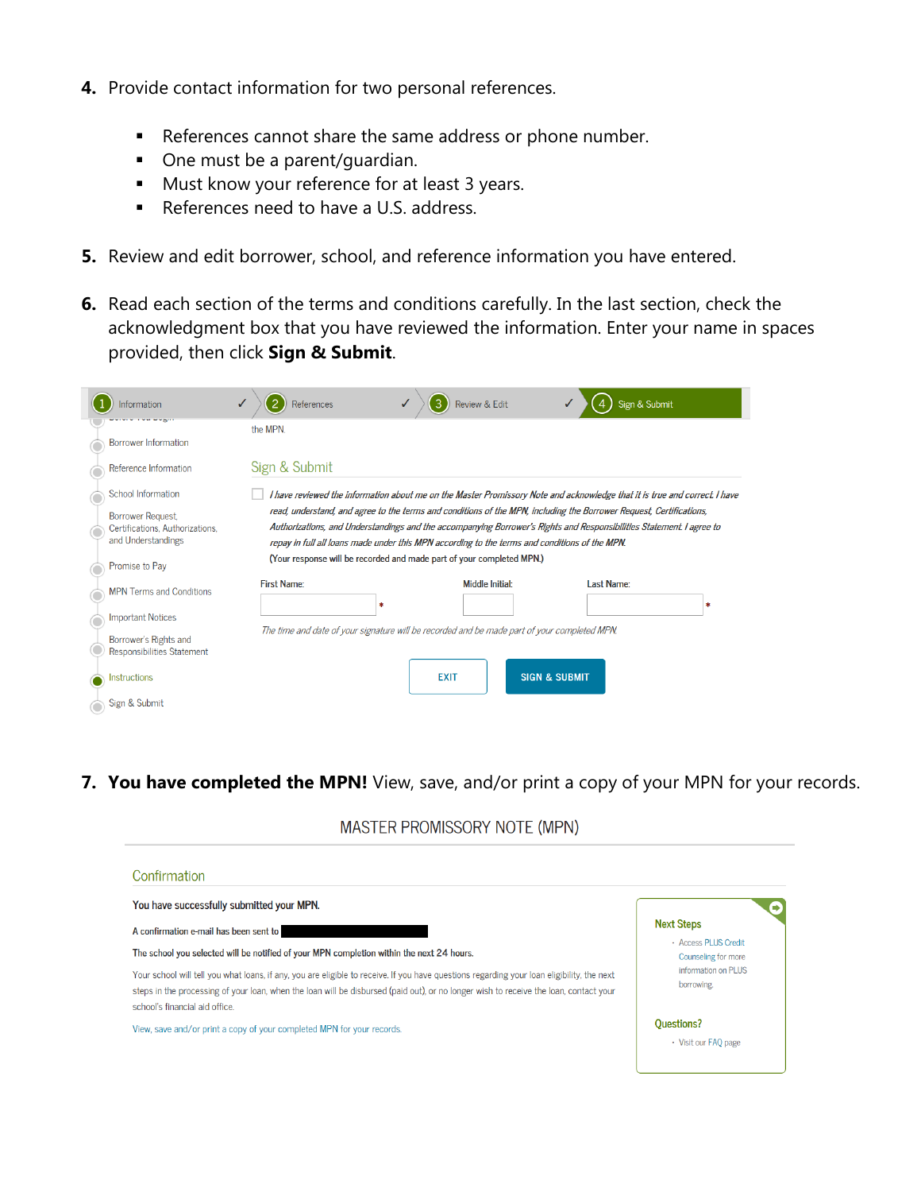4. Provide contact information for two personal references.

   - References cannot share the same address or phone number.
   - One must be a parent/guardian.
   - Must know your reference for at least 3 years.
   - References need to have a U.S. address.

5. Review and edit borrower, school, and reference information you have entered.

6. Read each section of the terms and conditions carefully. In the last section, check the acknowledgment box that you have reviewed the information. Enter your name in spaces provided, then click **Sign & Submit**.

1 Information ✓ 2 References ✓ 3 Review & Edit ✓ 4 Sign & Submit

- Borrower Information
- Reference Information
- School Information
- Borrower Request, Certifications, Authorizations, and Understandings
- Promise to Pay
- MPN Terms and Conditions
- Important Notices
- Borrower's Rights and Responsibilities Statement
- Instructions
- Sign & Submit

the MPN.

Sign & Submit

☐ *I have reviewed the information about me on the Master Promissory Note and acknowledge that it is true and correct. I have read, understand, and agree to the terms and conditions of the MPN, including the Borrower Request, Certifications, Authorizations, and Understandings and the accompanying Borrower's Rights and Responsibilities Statement. I agree to repay in full all loans made under this MPN according to the terms and conditions of the MPN.*
(Your response will be recorded and made part of your completed MPN.)

First Name: * Middle Initial: Last Name: *

*The time and date of your signature will be recorded and be made part of your completed MPN.*

EXIT SIGN & SUBMIT

7. **You have completed the MPN!** View, save, and/or print a copy of your MPN for your records.

MASTER PROMISSORY NOTE (MPN)

Confirmation

You have successfully submitted your MPN.

A confirmation e-mail has been sent to

The school you selected will be notified of your MPN completion within the next 24 hours.

Your school will tell you what loans, if any, you are eligible to receive. If you have questions regarding your loan eligibility, the next steps in the processing of your loan, when the loan will be disbursed (paid out), or no longer wish to receive the loan, contact your school's financial aid office.

View, save and/or print a copy of your completed MPN for your records.

Next Steps

- Access PLUS Credit Counseling for more information on PLUS borrowing.

Questions?

- Visit our FAQ page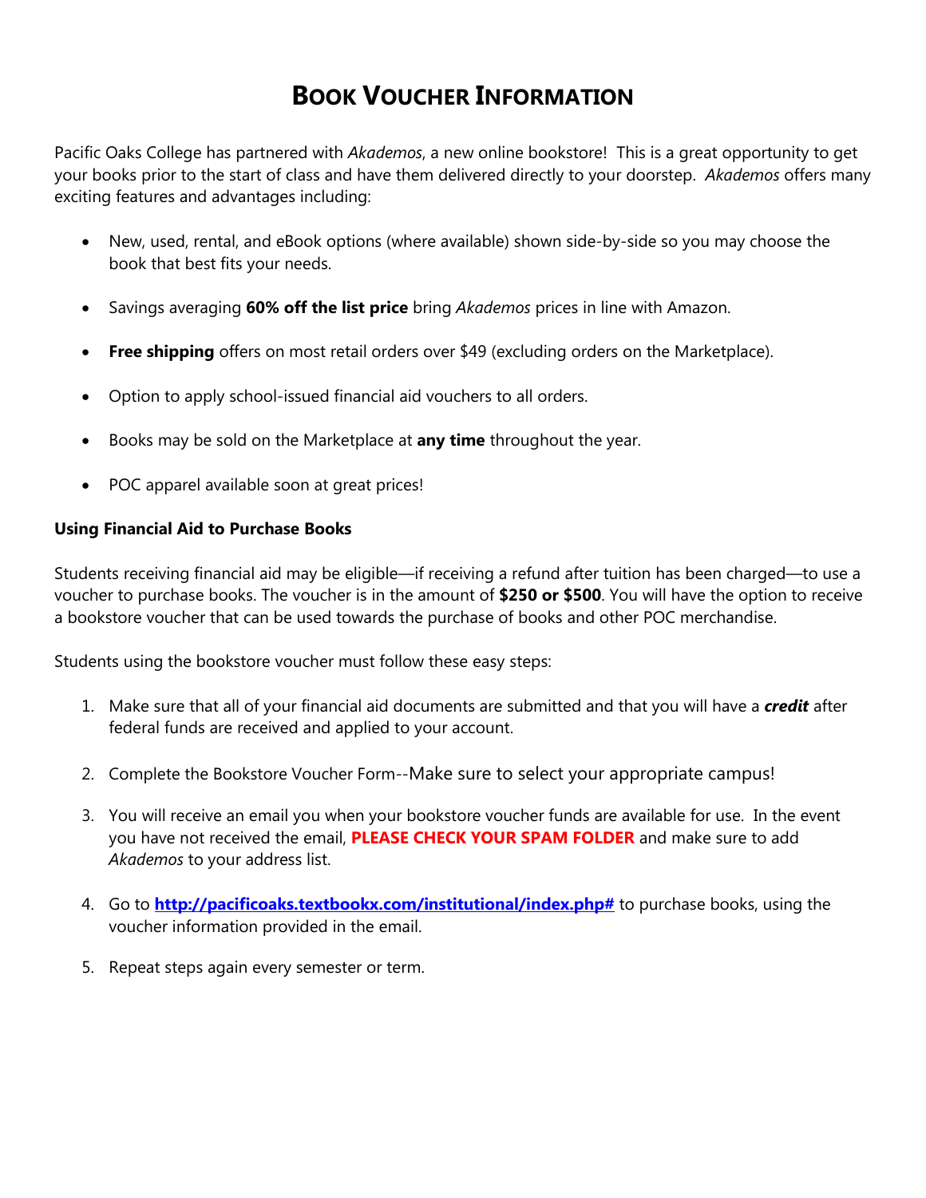# BOOK VOUCHER INFORMATION

Pacific Oaks College has partnered with *Akademos*, a new online bookstore! This is a great opportunity to get your books prior to the start of class and have them delivered directly to your doorstep. *Akademos* offers many exciting features and advantages including:

- New, used, rental, and eBook options (where available) shown side-by-side so you may choose the book that best fits your needs.
- Savings averaging **60% off the list price** bring *Akademos* prices in line with Amazon.
- **Free shipping** offers on most retail orders over $49 (excluding orders on the Marketplace).
- Option to apply school-issued financial aid vouchers to all orders.
- Books may be sold on the Marketplace at **any time** throughout the year.
- POC apparel available soon at great prices!

**Using Financial Aid to Purchase Books**

Students receiving financial aid may be eligible—if receiving a refund after tuition has been charged—to use a voucher to purchase books. The voucher is in the amount of **$250 or $500**. You will have the option to receive a bookstore voucher that can be used towards the purchase of books and other POC merchandise.

Students using the bookstore voucher must follow these easy steps:

1. Make sure that all of your financial aid documents are submitted and that you will have a ***credit*** after federal funds are received and applied to your account.
2. Complete the Bookstore Voucher Form--Make sure to select your appropriate campus!
3. You will receive an email you when your bookstore voucher funds are available for use. In the event you have not received the email, **PLEASE CHECK YOUR SPAM FOLDER** and make sure to add *Akademos* to your address list.
4. Go to **http://pacificoaks.textbookx.com/institutional/index.php#** to purchase books, using the voucher information provided in the email.
5. Repeat steps again every semester or term.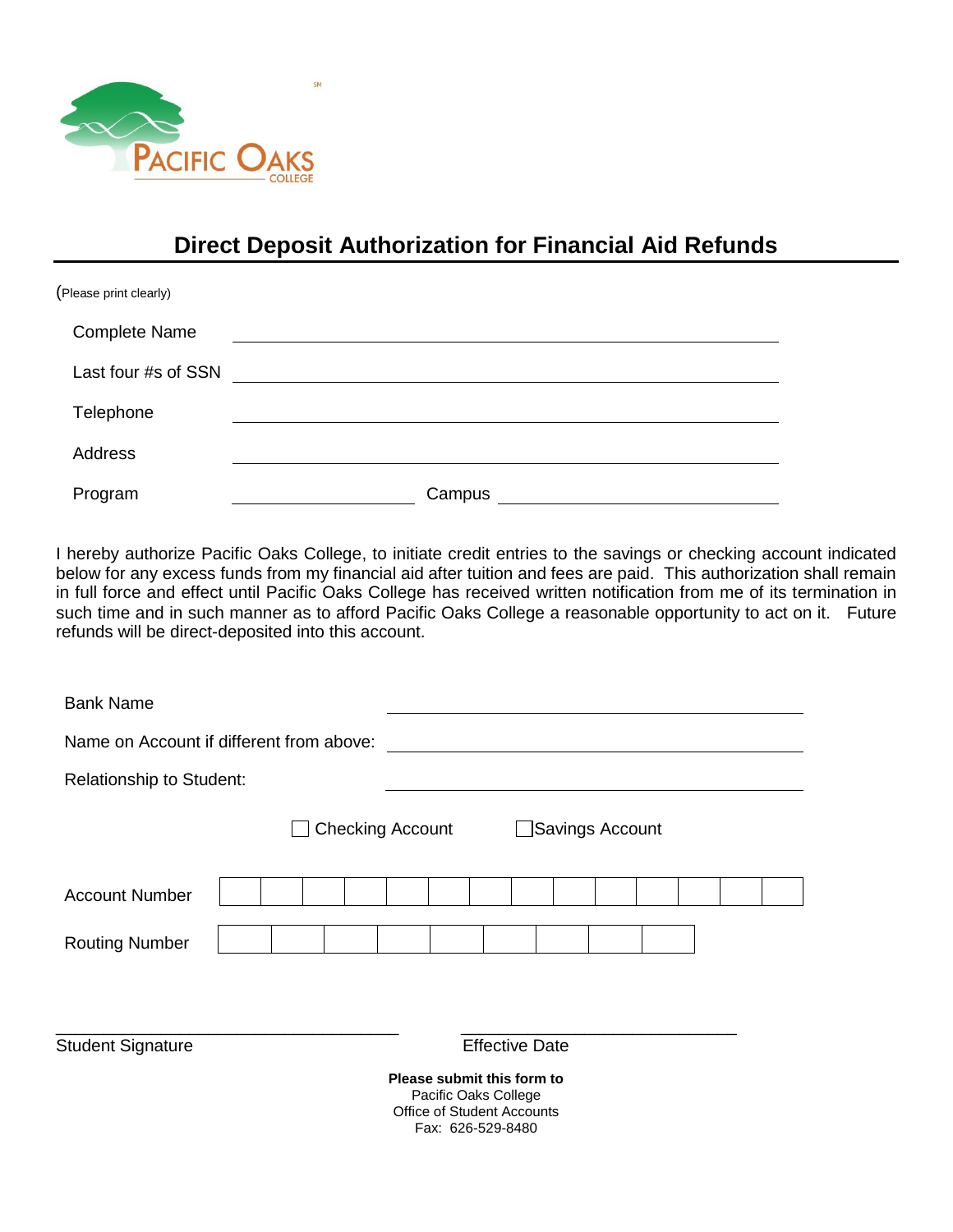Pacific Oaks College

# Direct Deposit Authorization for Financial Aid Refunds

(Please print clearly)

Complete Name ______________________________

Last four #s of SSN ______________________________

Telephone ______________________________

Address ______________________________

Program ______________ Campus ______________

I hereby authorize Pacific Oaks College, to initiate credit entries to the savings or checking account indicated below for any excess funds from my financial aid after tuition and fees are paid. This authorization shall remain in full force and effect until Pacific Oaks College has received written notification from me of its termination in such time and in such manner as to afford Pacific Oaks College a reasonable opportunity to act on it. Future refunds will be direct-deposited into this account.

Bank Name ______________________________

Name on Account if different from above: ______________________________

Relationship to Student: ______________________________

☐ Checking Account ☐ Savings Account

Account Number

| | | | | | | | | | | | | | |
|---|---|---|---|---|---|---|---|---|---|---|---|---|---|
| | | | | | | | | | | | | | |

Routing Number

| | | | | | | | | |
|---|---|---|---|---|---|---|---|---|
| | | | | | | | | |

______________________________ ______________________________

Student Signature Effective Date

**Please submit this form to**
Pacific Oaks College
Office of Student Accounts
Fax: 626-529-8480